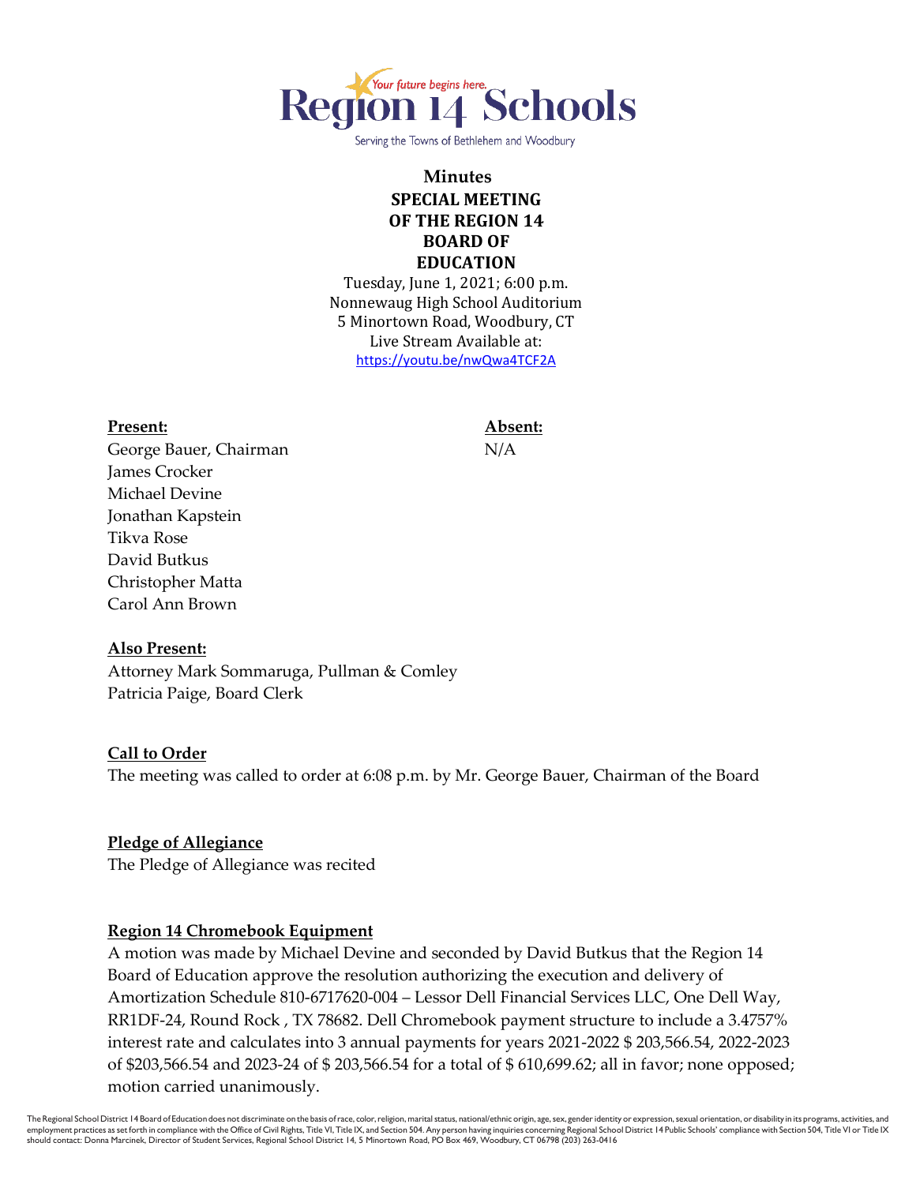Region 14 Schools

Your future begins here.

Serving the Towns of Bethlehem and Woodbury

# Minutes
## SPECIAL MEETING OF THE REGION 14 BOARD OF EDUCATION

Tuesday, June 1, 2021; 6:00 p.m.
Nonnewaug High School Auditorium
5 Minortown Road, Woodbury, CT
Live Stream Available at:
https://youtu.be/nwQwa4TCF2A

| **Present:** | **Absent:** |
| --- | --- |
| George Bauer, Chairman | N/A |
| James Crocker | |
| Michael Devine | |
| Jonathan Kapstein | |
| Tikva Rose | |
| David Butkus | |
| Christopher Matta | |
| Carol Ann Brown | |

**Also Present:**
Attorney Mark Sommaruga, Pullman & Comley
Patricia Paige, Board Clerk

**Call to Order**
The meeting was called to order at 6:08 p.m. by Mr. George Bauer, Chairman of the Board

**Pledge of Allegiance**
The Pledge of Allegiance was recited

**Region 14 Chromebook Equipment**
A motion was made by Michael Devine and seconded by David Butkus that the Region 14 Board of Education approve the resolution authorizing the execution and delivery of Amortization Schedule 810-6717620-004 – Lessor Dell Financial Services LLC, One Dell Way, RR1DF-24, Round Rock , TX 78682. Dell Chromebook payment structure to include a 3.4757% interest rate and calculates into 3 annual payments for years 2021-2022 $ 203,566.54, 2022-2023 of $203,566.54 and 2023-24 of $ 203,566.54 for a total of $ 610,699.62; all in favor; none opposed; motion carried unanimously.

The Regional School District 14 Board of Education does not discriminate on the basis of race, color, religion, marital status, national/ethnic origin, age, sex, gender identity or expression, sexual orientation, or disability in its programs, activities, and employment practices as set forth in compliance with the Office of Civil Rights, Title VI, Title IX, and Section 504. Any person having inquiries concerning Regional School District 14 Public Schools' compliance with Section 504, Title VI or Title IX should contact: Donna Marcinek, Director of Student Services, Regional School District 14, 5 Minortown Road, PO Box 469, Woodbury, CT 06798 (203) 263-0416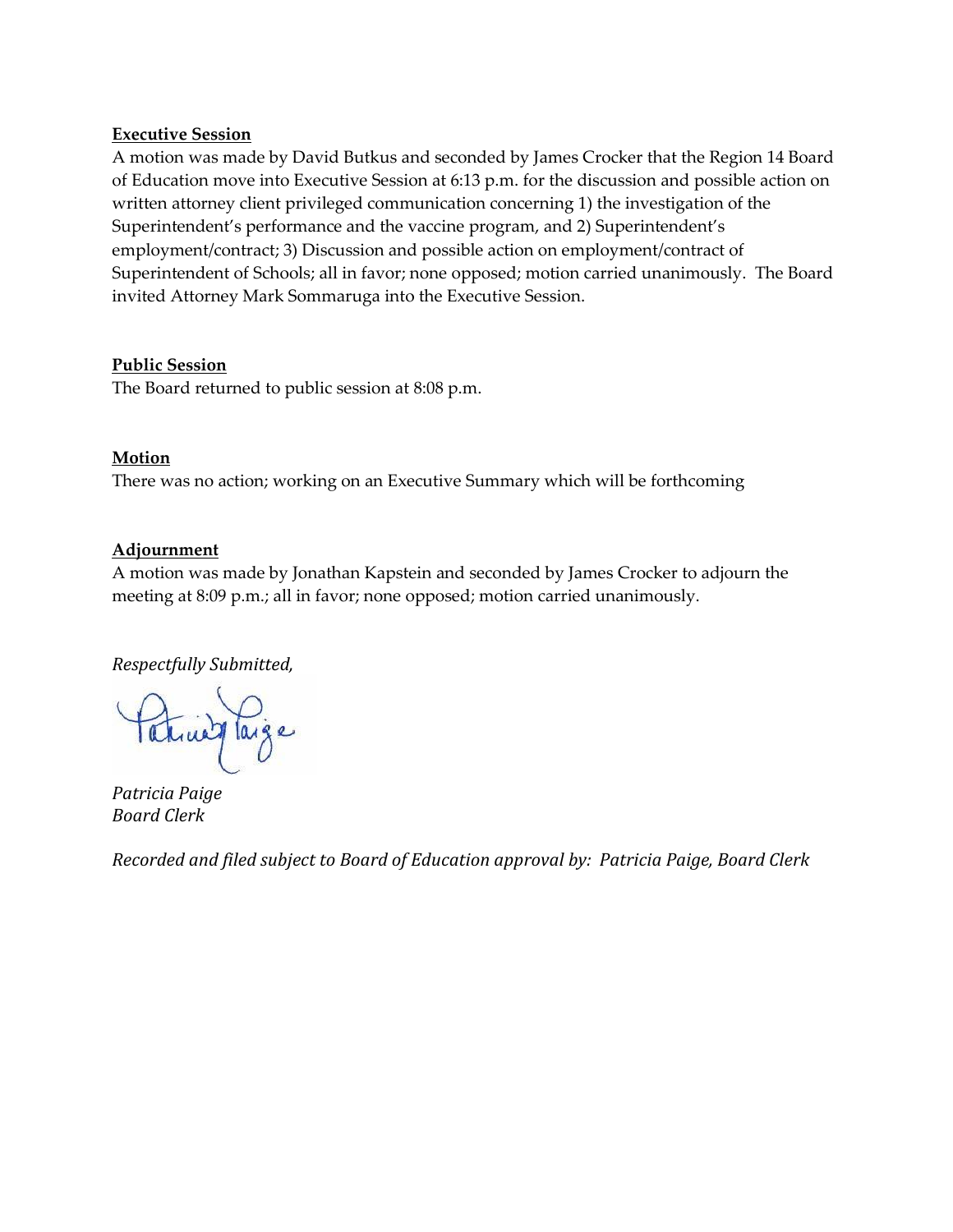**Executive Session**

A motion was made by David Butkus and seconded by James Crocker that the Region 14 Board of Education move into Executive Session at 6:13 p.m. for the discussion and possible action on written attorney client privileged communication concerning 1) the investigation of the Superintendent's performance and the vaccine program, and 2) Superintendent's employment/contract; 3) Discussion and possible action on employment/contract of Superintendent of Schools; all in favor; none opposed; motion carried unanimously. The Board invited Attorney Mark Sommaruga into the Executive Session.

**Public Session**

The Board returned to public session at 8:08 p.m.

**Motion**

There was no action; working on an Executive Summary which will be forthcoming

**Adjournment**

A motion was made by Jonathan Kapstein and seconded by James Crocker to adjourn the meeting at 8:09 p.m.; all in favor; none opposed; motion carried unanimously.

*Respectfully Submitted,*

*Patricia Paige*
*Board Clerk*

*Recorded and filed subject to Board of Education approval by: Patricia Paige, Board Clerk*